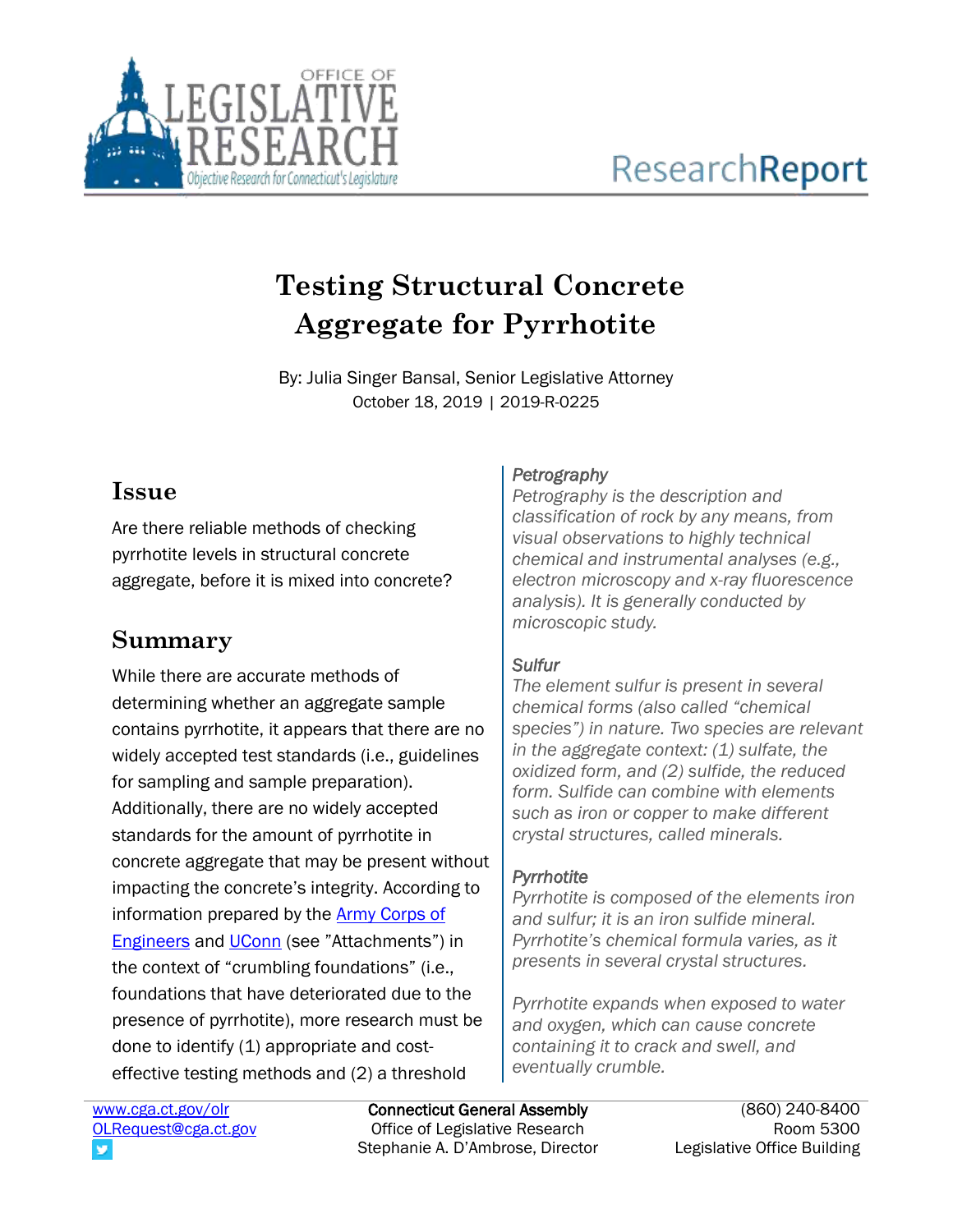# Testing Structural Concrete Aggregate for Pyrrhotite

By: Julia Singer Bansal, Senior Legislative Attorney
October 18, 2019 | 2019-R-0225

## Issue

Are there reliable methods of checking pyrrhotite levels in structural concrete aggregate, before it is mixed into concrete?

## Summary

While there are accurate methods of determining whether an aggregate sample contains pyrrhotite, it appears that there are no widely accepted test standards (i.e., guidelines for sampling and sample preparation). Additionally, there are no widely accepted standards for the amount of pyrrhotite in concrete aggregate that may be present without impacting the concrete's integrity. According to information prepared by the Army Corps of Engineers and UConn (see "Attachments") in the context of "crumbling foundations" (i.e., foundations that have deteriorated due to the presence of pyrrhotite), more research must be done to identify (1) appropriate and cost-effective testing methods and (2) a threshold

*Petrography*
*Petrography is the description and classification of rock by any means, from visual observations to highly technical chemical and instrumental analyses (e.g., electron microscopy and x-ray fluorescence analysis). It is generally conducted by microscopic study.*

*Sulfur*
*The element sulfur is present in several chemical forms (also called "chemical species") in nature. Two species are relevant in the aggregate context: (1) sulfate, the oxidized form, and (2) sulfide, the reduced form. Sulfide can combine with elements such as iron or copper to make different crystal structures, called minerals.*

*Pyrrhotite*
*Pyrrhotite is composed of the elements iron and sulfur; it is an iron sulfide mineral. Pyrrhotite's chemical formula varies, as it presents in several crystal structures.*

*Pyrrhotite expands when exposed to water and oxygen, which can cause concrete containing it to crack and swell, and eventually crumble.*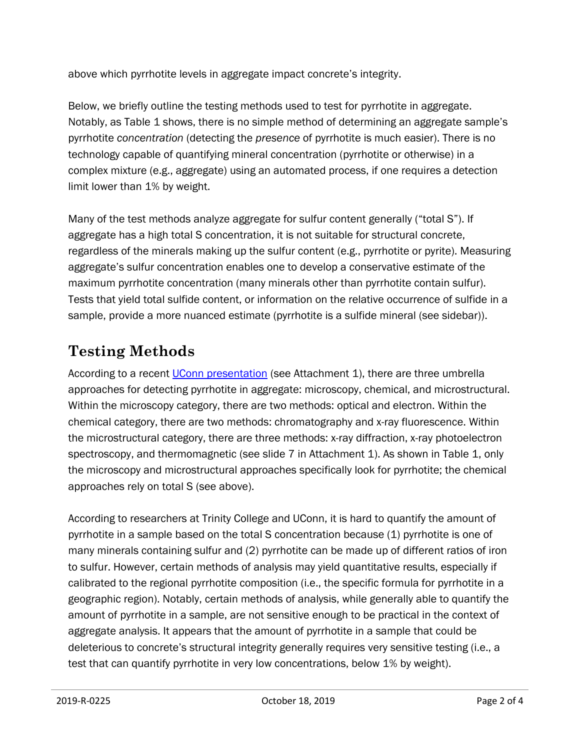above which pyrrhotite levels in aggregate impact concrete's integrity.

Below, we briefly outline the testing methods used to test for pyrrhotite in aggregate. Notably, as Table 1 shows, there is no simple method of determining an aggregate sample's pyrrhotite *concentration* (detecting the *presence* of pyrrhotite is much easier). There is no technology capable of quantifying mineral concentration (pyrrhotite or otherwise) in a complex mixture (e.g., aggregate) using an automated process, if one requires a detection limit lower than 1% by weight.

Many of the test methods analyze aggregate for sulfur content generally ("total S"). If aggregate has a high total S concentration, it is not suitable for structural concrete, regardless of the minerals making up the sulfur content (e.g., pyrrhotite or pyrite). Measuring aggregate's sulfur concentration enables one to develop a conservative estimate of the maximum pyrrhotite concentration (many minerals other than pyrrhotite contain sulfur). Tests that yield total sulfide content, or information on the relative occurrence of sulfide in a sample, provide a more nuanced estimate (pyrrhotite is a sulfide mineral (see sidebar)).

## Testing Methods

According to a recent [UConn presentation](UConn presentation) (see Attachment 1), there are three umbrella approaches for detecting pyrrhotite in aggregate: microscopy, chemical, and microstructural. Within the microscopy category, there are two methods: optical and electron. Within the chemical category, there are two methods: chromatography and x-ray fluorescence. Within the microstructural category, there are three methods: x-ray diffraction, x-ray photoelectron spectroscopy, and thermomagnetic (see slide 7 in Attachment 1). As shown in Table 1, only the microscopy and microstructural approaches specifically look for pyrrhotite; the chemical approaches rely on total S (see above).

According to researchers at Trinity College and UConn, it is hard to quantify the amount of pyrrhotite in a sample based on the total S concentration because (1) pyrrhotite is one of many minerals containing sulfur and (2) pyrrhotite can be made up of different ratios of iron to sulfur. However, certain methods of analysis may yield quantitative results, especially if calibrated to the regional pyrrhotite composition (i.e., the specific formula for pyrrhotite in a geographic region). Notably, certain methods of analysis, while generally able to quantify the amount of pyrrhotite in a sample, are not sensitive enough to be practical in the context of aggregate analysis. It appears that the amount of pyrrhotite in a sample that could be deleterious to concrete's structural integrity generally requires very sensitive testing (i.e., a test that can quantify pyrrhotite in very low concentrations, below 1% by weight).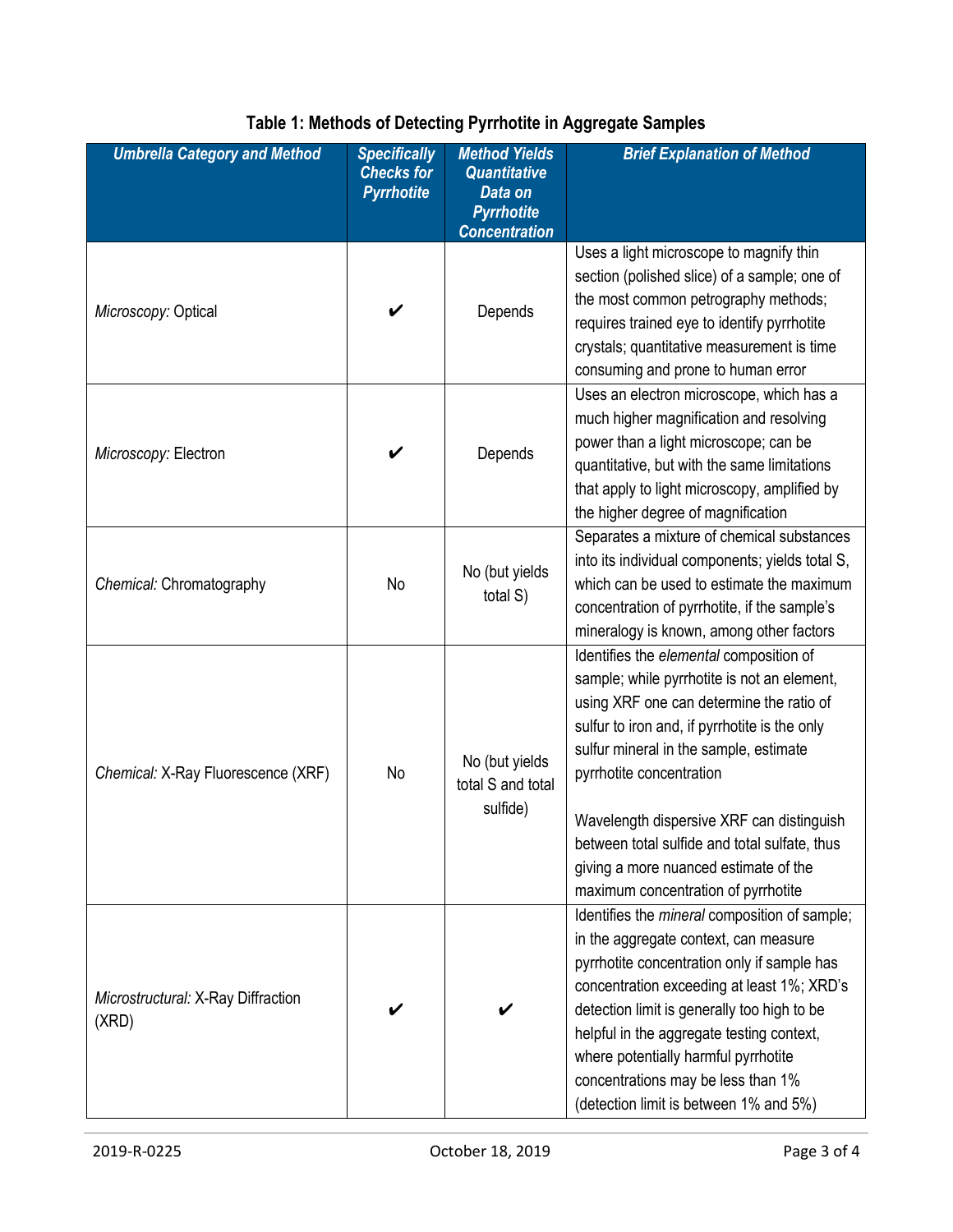**Table 1: Methods of Detecting Pyrrhotite in Aggregate Samples**

| *Umbrella Category and Method* | *Specifically Checks for Pyrrhotite* | *Method Yields Quantitative Data on Pyrrhotite Concentration* | *Brief Explanation of Method* |
|---|---|---|---|
| *Microscopy:* Optical | ✔ | Depends | Uses a light microscope to magnify thin section (polished slice) of a sample; one of the most common petrography methods; requires trained eye to identify pyrrhotite crystals; quantitative measurement is time consuming and prone to human error |
| *Microscopy:* Electron | ✔ | Depends | Uses an electron microscope, which has a much higher magnification and resolving power than a light microscope; can be quantitative, but with the same limitations that apply to light microscopy, amplified by the higher degree of magnification |
| *Chemical:* Chromatography | No | No (but yields total S) | Separates a mixture of chemical substances into its individual components; yields total S, which can be used to estimate the maximum concentration of pyrrhotite, if the sample's mineralogy is known, among other factors |
| *Chemical:* X-Ray Fluorescence (XRF) | No | No (but yields total S and total sulfide) | Identifies the *elemental* composition of sample; while pyrrhotite is not an element, using XRF one can determine the ratio of sulfur to iron and, if pyrrhotite is the only sulfur mineral in the sample, estimate pyrrhotite concentration<br><br>Wavelength dispersive XRF can distinguish between total sulfide and total sulfate, thus giving a more nuanced estimate of the maximum concentration of pyrrhotite |
| *Microstructural:* X-Ray Diffraction (XRD) | ✔ | ✔ | Identifies the *mineral* composition of sample; in the aggregate context, can measure pyrrhotite concentration only if sample has concentration exceeding at least 1%; XRD's detection limit is generally too high to be helpful in the aggregate testing context, where potentially harmful pyrrhotite concentrations may be less than 1% (detection limit is between 1% and 5%) |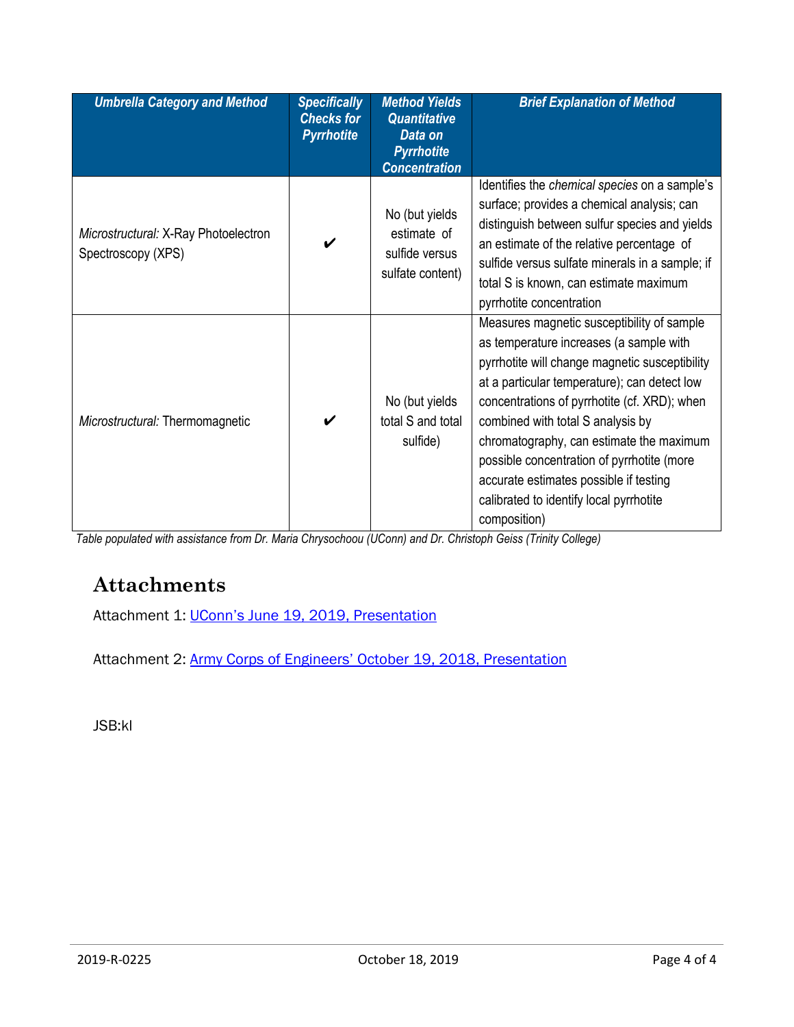| *Umbrella Category and Method* | *Specifically Checks for Pyrrhotite* | *Method Yields Quantitative Data on Pyrrhotite Concentration* | *Brief Explanation of Method* |
|---|---|---|---|
| *Microstructural:* X-Ray Photoelectron Spectroscopy (XPS) | ✔ | No (but yields estimate of sulfide versus sulfate content) | Identifies the *chemical species* on a sample's surface; provides a chemical analysis; can distinguish between sulfur species and yields an estimate of the relative percentage of sulfide versus sulfate minerals in a sample; if total S is known, can estimate maximum pyrrhotite concentration |
| *Microstructural:* Thermomagnetic | ✔ | No (but yields total S and total sulfide) | Measures magnetic susceptibility of sample as temperature increases (a sample with pyrrhotite will change magnetic susceptibility at a particular temperature); can detect low concentrations of pyrrhotite (cf. XRD); when combined with total S analysis by chromatography, can estimate the maximum possible concentration of pyrrhotite (more accurate estimates possible if testing calibrated to identify local pyrrhotite composition) |

*Table populated with assistance from Dr. Maria Chrysochoou (UConn) and Dr. Christoph Geiss (Trinity College)*

# Attachments

Attachment 1: UConn's June 19, 2019, Presentation

Attachment 2: Army Corps of Engineers' October 19, 2018, Presentation

JSB:kl